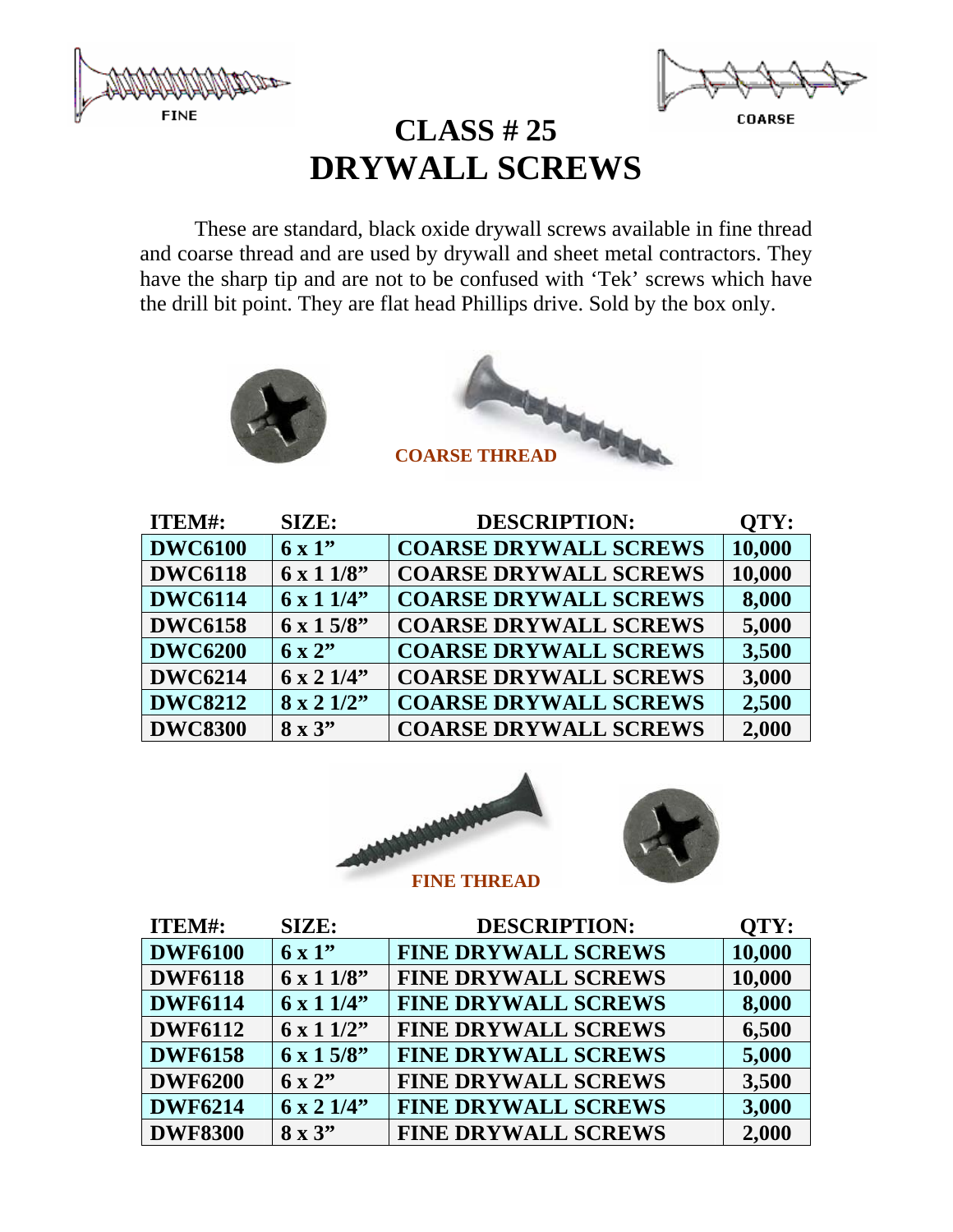# CLASS # 25
# DRYWALL SCREWS

These are standard, black oxide drywall screws available in fine thread and coarse thread and are used by drywall and sheet metal contractors. They have the sharp tip and are not to be confused with 'Tek' screws which have the drill bit point. They are flat head Phillips drive. Sold by the box only.

**COARSE THREAD**

| ITEM#: | SIZE: | DESCRIPTION: | QTY: |
|---|---|---|---|
| DWC6100 | 6 x 1" | COARSE DRYWALL SCREWS | 10,000 |
| DWC6118 | 6 x 1 1/8" | COARSE DRYWALL SCREWS | 10,000 |
| DWC6114 | 6 x 1 1/4" | COARSE DRYWALL SCREWS | 8,000 |
| DWC6158 | 6 x 1 5/8" | COARSE DRYWALL SCREWS | 5,000 |
| DWC6200 | 6 x 2" | COARSE DRYWALL SCREWS | 3,500 |
| DWC6214 | 6 x 2 1/4" | COARSE DRYWALL SCREWS | 3,000 |
| DWC8212 | 8 x 2 1/2" | COARSE DRYWALL SCREWS | 2,500 |
| DWC8300 | 8 x 3" | COARSE DRYWALL SCREWS | 2,000 |

**FINE THREAD**

| ITEM#: | SIZE: | DESCRIPTION: | QTY: |
|---|---|---|---|
| DWF6100 | 6 x 1" | FINE DRYWALL SCREWS | 10,000 |
| DWF6118 | 6 x 1 1/8" | FINE DRYWALL SCREWS | 10,000 |
| DWF6114 | 6 x 1 1/4" | FINE DRYWALL SCREWS | 8,000 |
| DWF6112 | 6 x 1 1/2" | FINE DRYWALL SCREWS | 6,500 |
| DWF6158 | 6 x 1 5/8" | FINE DRYWALL SCREWS | 5,000 |
| DWF6200 | 6 x 2" | FINE DRYWALL SCREWS | 3,500 |
| DWF6214 | 6 x 2 1/4" | FINE DRYWALL SCREWS | 3,000 |
| DWF8300 | 8 x 3" | FINE DRYWALL SCREWS | 2,000 |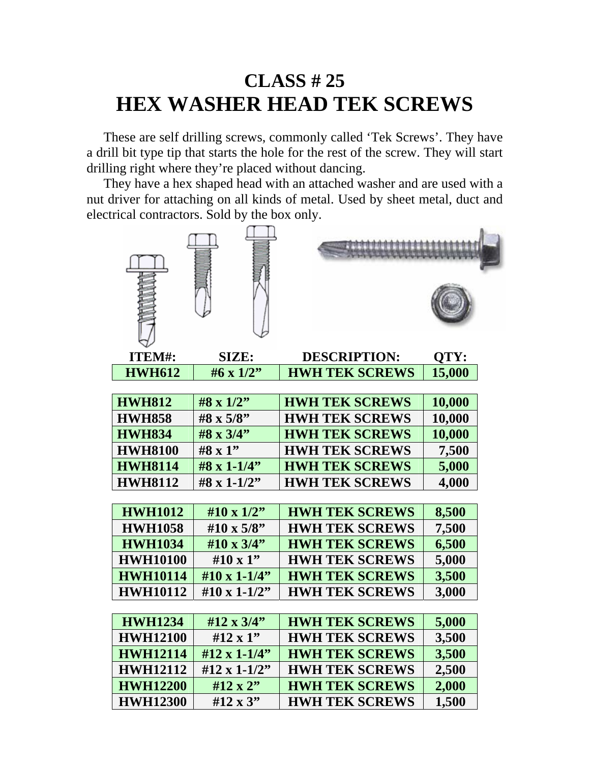# CLASS # 25
# HEX WASHER HEAD TEK SCREWS

These are self drilling screws, commonly called 'Tek Screws'. They have a drill bit type tip that starts the hole for the rest of the screw. They will start drilling right where they're placed without dancing.

They have a hex shaped head with an attached washer and are used with a nut driver for attaching on all kinds of metal. Used by sheet metal, duct and electrical contractors. Sold by the box only.

| ITEM#: | SIZE: | DESCRIPTION: | QTY: |
|---|---|---|---|
| HWH612 | #6 x 1/2" | HWH TEK SCREWS | 15,000 |
| HWH812 | #8 x 1/2" | HWH TEK SCREWS | 10,000 |
| HWH858 | #8 x 5/8" | HWH TEK SCREWS | 10,000 |
| HWH834 | #8 x 3/4" | HWH TEK SCREWS | 10,000 |
| HWH8100 | #8 x 1" | HWH TEK SCREWS | 7,500 |
| HWH8114 | #8 x 1-1/4" | HWH TEK SCREWS | 5,000 |
| HWH8112 | #8 x 1-1/2" | HWH TEK SCREWS | 4,000 |
| HWH1012 | #10 x 1/2" | HWH TEK SCREWS | 8,500 |
| HWH1058 | #10 x 5/8" | HWH TEK SCREWS | 7,500 |
| HWH1034 | #10 x 3/4" | HWH TEK SCREWS | 6,500 |
| HWH10100 | #10 x 1" | HWH TEK SCREWS | 5,000 |
| HWH10114 | #10 x 1-1/4" | HWH TEK SCREWS | 3,500 |
| HWH10112 | #10 x 1-1/2" | HWH TEK SCREWS | 3,000 |
| HWH1234 | #12 x 3/4" | HWH TEK SCREWS | 5,000 |
| HWH12100 | #12 x 1" | HWH TEK SCREWS | 3,500 |
| HWH12114 | #12 x 1-1/4" | HWH TEK SCREWS | 3,500 |
| HWH12112 | #12 x 1-1/2" | HWH TEK SCREWS | 2,500 |
| HWH12200 | #12 x 2" | HWH TEK SCREWS | 2,000 |
| HWH12300 | #12 x 3" | HWH TEK SCREWS | 1,500 |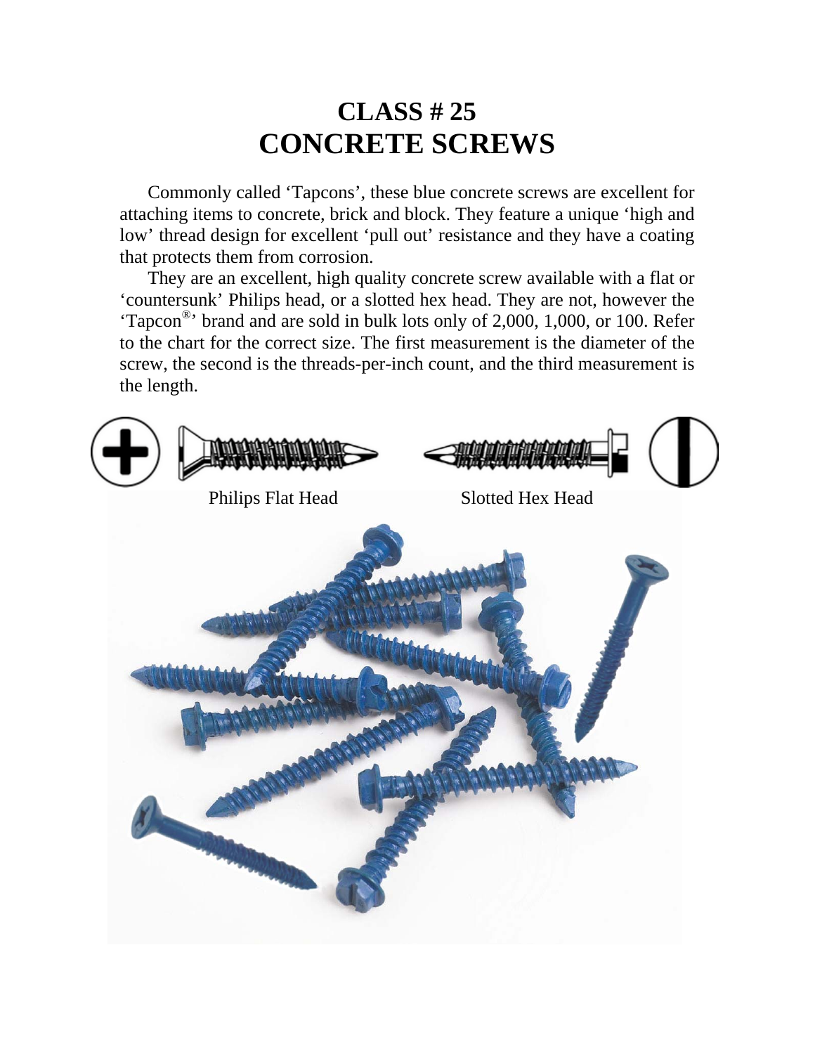# CLASS # 25
# CONCRETE SCREWS

Commonly called 'Tapcons', these blue concrete screws are excellent for attaching items to concrete, brick and block. They feature a unique 'high and low' thread design for excellent 'pull out' resistance and they have a coating that protects them from corrosion.

They are an excellent, high quality concrete screw available with a flat or 'countersunk' Philips head, or a slotted hex head. They are not, however the 'Tapcon®' brand and are sold in bulk lots only of 2,000, 1,000, or 100. Refer to the chart for the correct size. The first measurement is the diameter of the screw, the second is the threads-per-inch count, and the third measurement is the length.

Philips Flat Head

Slotted Hex Head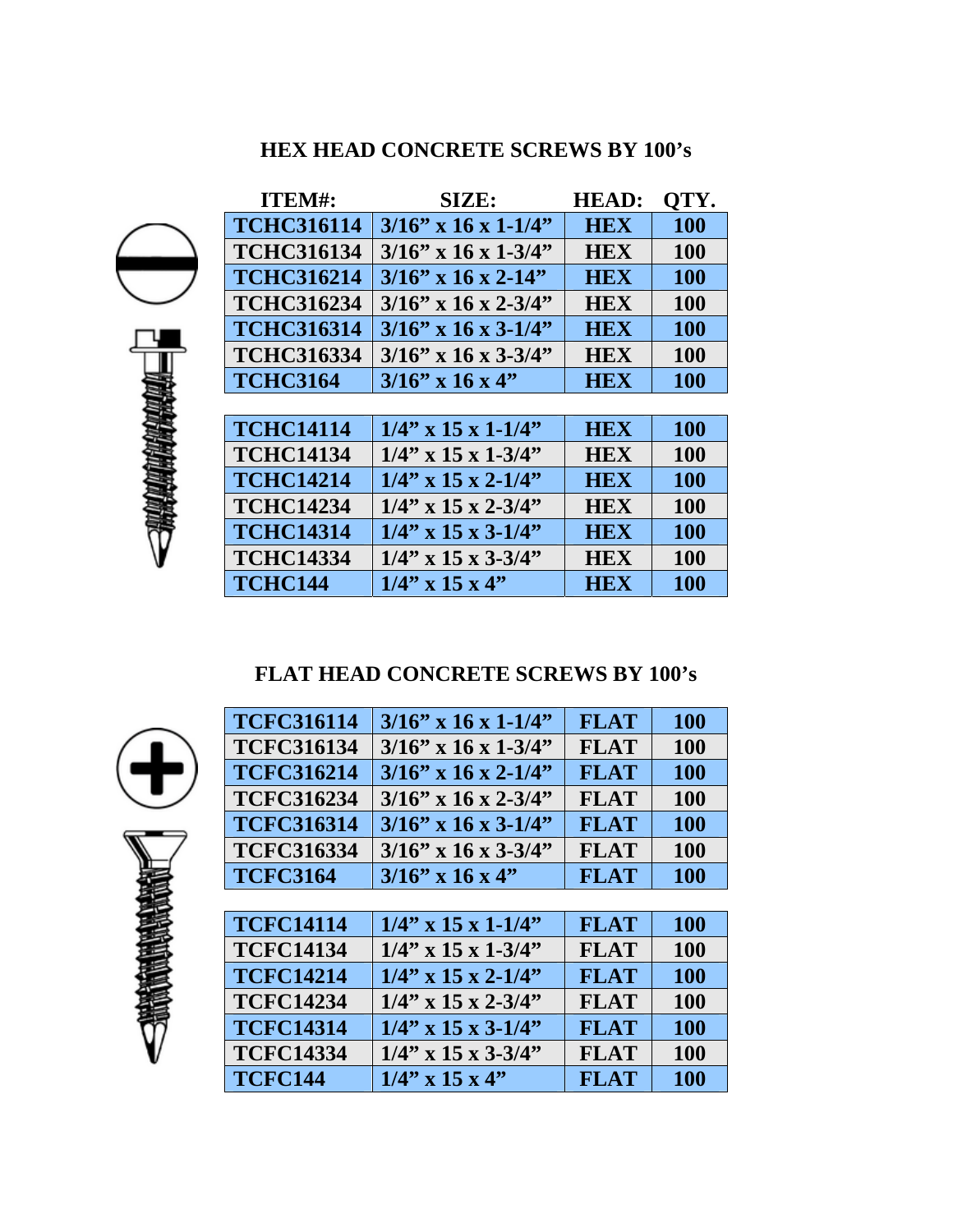## HEX HEAD CONCRETE SCREWS BY 100's

| ITEM#: | SIZE: | HEAD: | QTY. |
|---|---|---|---|
| TCHC316114 | 3/16" x 16 x 1-1/4" | HEX | 100 |
| TCHC316134 | 3/16" x 16 x 1-3/4" | HEX | 100 |
| TCHC316214 | 3/16" x 16 x 2-14" | HEX | 100 |
| TCHC316234 | 3/16" x 16 x 2-3/4" | HEX | 100 |
| TCHC316314 | 3/16" x 16 x 3-1/4" | HEX | 100 |
| TCHC316334 | 3/16" x 16 x 3-3/4" | HEX | 100 |
| TCHC3164 | 3/16" x 16 x 4" | HEX | 100 |

| | | | |
|---|---|---|---|
| TCHC14114 | 1/4" x 15 x 1-1/4" | HEX | 100 |
| TCHC14134 | 1/4" x 15 x 1-3/4" | HEX | 100 |
| TCHC14214 | 1/4" x 15 x 2-1/4" | HEX | 100 |
| TCHC14234 | 1/4" x 15 x 2-3/4" | HEX | 100 |
| TCHC14314 | 1/4" x 15 x 3-1/4" | HEX | 100 |
| TCHC14334 | 1/4" x 15 x 3-3/4" | HEX | 100 |
| TCHC144 | 1/4" x 15 x 4" | HEX | 100 |

## FLAT HEAD CONCRETE SCREWS BY 100's

| | | | |
|---|---|---|---|
| TCFC316114 | 3/16" x 16 x 1-1/4" | FLAT | 100 |
| TCFC316134 | 3/16" x 16 x 1-3/4" | FLAT | 100 |
| TCFC316214 | 3/16" x 16 x 2-1/4" | FLAT | 100 |
| TCFC316234 | 3/16" x 16 x 2-3/4" | FLAT | 100 |
| TCFC316314 | 3/16" x 16 x 3-1/4" | FLAT | 100 |
| TCFC316334 | 3/16" x 16 x 3-3/4" | FLAT | 100 |
| TCFC3164 | 3/16" x 16 x 4" | FLAT | 100 |

| | | | |
|---|---|---|---|
| TCFC14114 | 1/4" x 15 x 1-1/4" | FLAT | 100 |
| TCFC14134 | 1/4" x 15 x 1-3/4" | FLAT | 100 |
| TCFC14214 | 1/4" x 15 x 2-1/4" | FLAT | 100 |
| TCFC14234 | 1/4" x 15 x 2-3/4" | FLAT | 100 |
| TCFC14314 | 1/4" x 15 x 3-1/4" | FLAT | 100 |
| TCFC14334 | 1/4" x 15 x 3-3/4" | FLAT | 100 |
| TCFC144 | 1/4" x 15 x 4" | FLAT | 100 |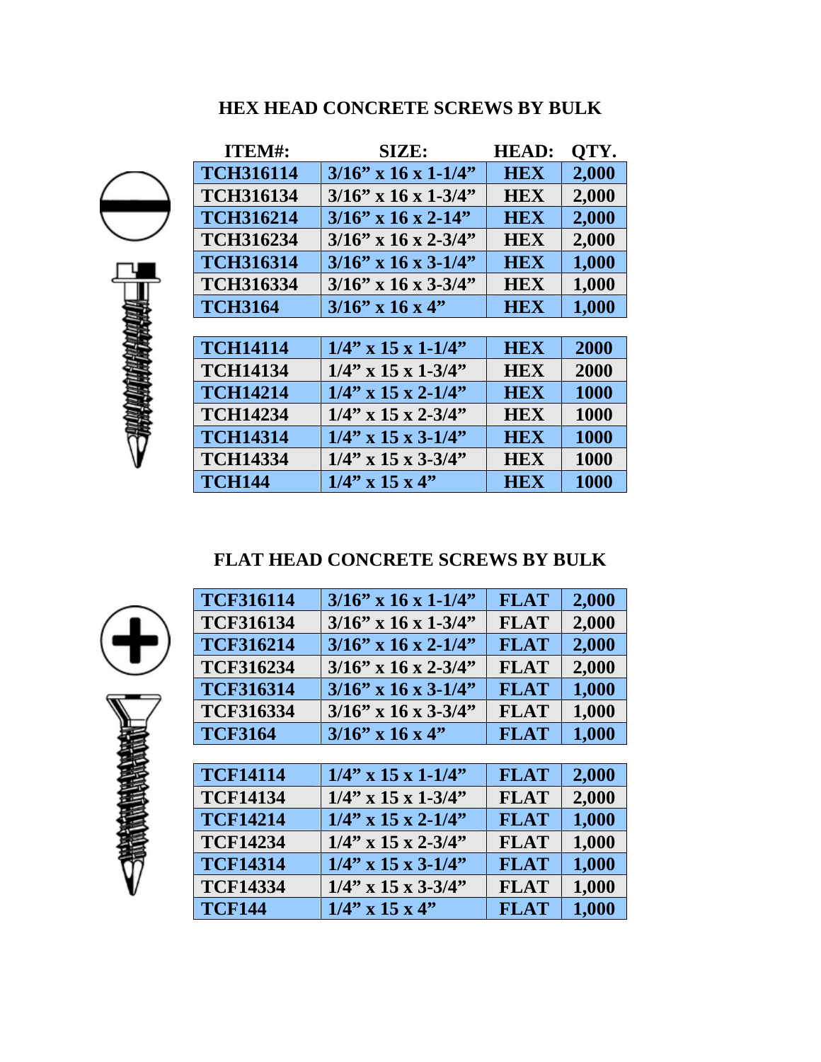## HEX HEAD CONCRETE SCREWS BY BULK

| ITEM#: | SIZE: | HEAD: | QTY. |
|---|---|---|---|
| TCH316114 | 3/16” x 16 x 1-1/4” | HEX | 2,000 |
| TCH316134 | 3/16” x 16 x 1-3/4” | HEX | 2,000 |
| TCH316214 | 3/16” x 16 x 2-14” | HEX | 2,000 |
| TCH316234 | 3/16” x 16 x 2-3/4” | HEX | 2,000 |
| TCH316314 | 3/16” x 16 x 3-1/4” | HEX | 1,000 |
| TCH316334 | 3/16” x 16 x 3-3/4” | HEX | 1,000 |
| TCH3164 | 3/16” x 16 x 4” | HEX | 1,000 |

| | | | |
|---|---|---|---|
| TCH14114 | 1/4” x 15 x 1-1/4” | HEX | 2000 |
| TCH14134 | 1/4” x 15 x 1-3/4” | HEX | 2000 |
| TCH14214 | 1/4” x 15 x 2-1/4” | HEX | 1000 |
| TCH14234 | 1/4” x 15 x 2-3/4” | HEX | 1000 |
| TCH14314 | 1/4” x 15 x 3-1/4” | HEX | 1000 |
| TCH14334 | 1/4” x 15 x 3-3/4” | HEX | 1000 |
| TCH144 | 1/4” x 15 x 4” | HEX | 1000 |

## FLAT HEAD CONCRETE SCREWS BY BULK

| | | | |
|---|---|---|---|
| TCF316114 | 3/16” x 16 x 1-1/4” | FLAT | 2,000 |
| TCF316134 | 3/16” x 16 x 1-3/4” | FLAT | 2,000 |
| TCF316214 | 3/16” x 16 x 2-1/4” | FLAT | 2,000 |
| TCF316234 | 3/16” x 16 x 2-3/4” | FLAT | 2,000 |
| TCF316314 | 3/16” x 16 x 3-1/4” | FLAT | 1,000 |
| TCF316334 | 3/16” x 16 x 3-3/4” | FLAT | 1,000 |
| TCF3164 | 3/16” x 16 x 4” | FLAT | 1,000 |

| | | | |
|---|---|---|---|
| TCF14114 | 1/4” x 15 x 1-1/4” | FLAT | 2,000 |
| TCF14134 | 1/4” x 15 x 1-3/4” | FLAT | 2,000 |
| TCF14214 | 1/4” x 15 x 2-1/4” | FLAT | 1,000 |
| TCF14234 | 1/4” x 15 x 2-3/4” | FLAT | 1,000 |
| TCF14314 | 1/4” x 15 x 3-1/4” | FLAT | 1,000 |
| TCF14334 | 1/4” x 15 x 3-3/4” | FLAT | 1,000 |
| TCF144 | 1/4” x 15 x 4” | FLAT | 1,000 |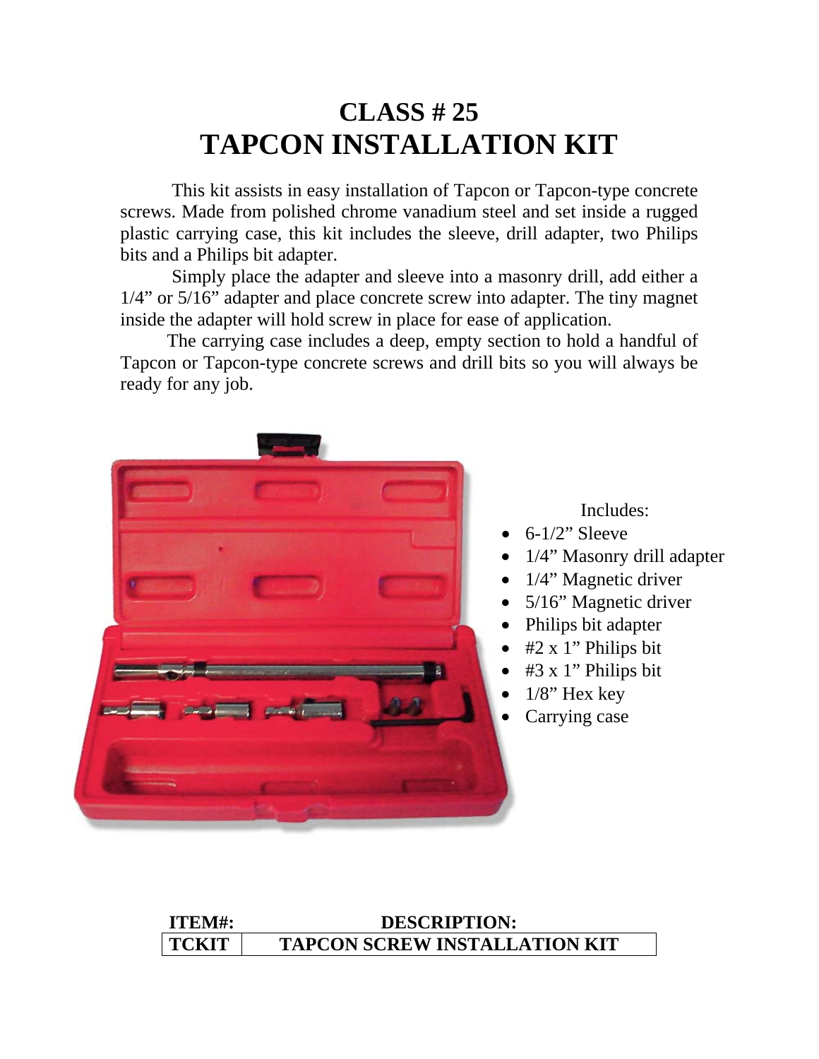# CLASS # 25
# TAPCON INSTALLATION KIT

This kit assists in easy installation of Tapcon or Tapcon-type concrete screws. Made from polished chrome vanadium steel and set inside a rugged plastic carrying case, this kit includes the sleeve, drill adapter, two Philips bits and a Philips bit adapter.

Simply place the adapter and sleeve into a masonry drill, add either a 1/4" or 5/16" adapter and place concrete screw into adapter. The tiny magnet inside the adapter will hold screw in place for ease of application.

The carrying case includes a deep, empty section to hold a handful of Tapcon or Tapcon-type concrete screws and drill bits so you will always be ready for any job.

Includes:

- 6-1/2" Sleeve
- 1/4" Masonry drill adapter
- 1/4" Magnetic driver
- 5/16" Magnetic driver
- Philips bit adapter
- #2 x 1" Philips bit
- #3 x 1" Philips bit
- 1/8" Hex key
- Carrying case

| ITEM#: | DESCRIPTION: |
| --- | --- |
| TCKIT | TAPCON SCREW INSTALLATION KIT |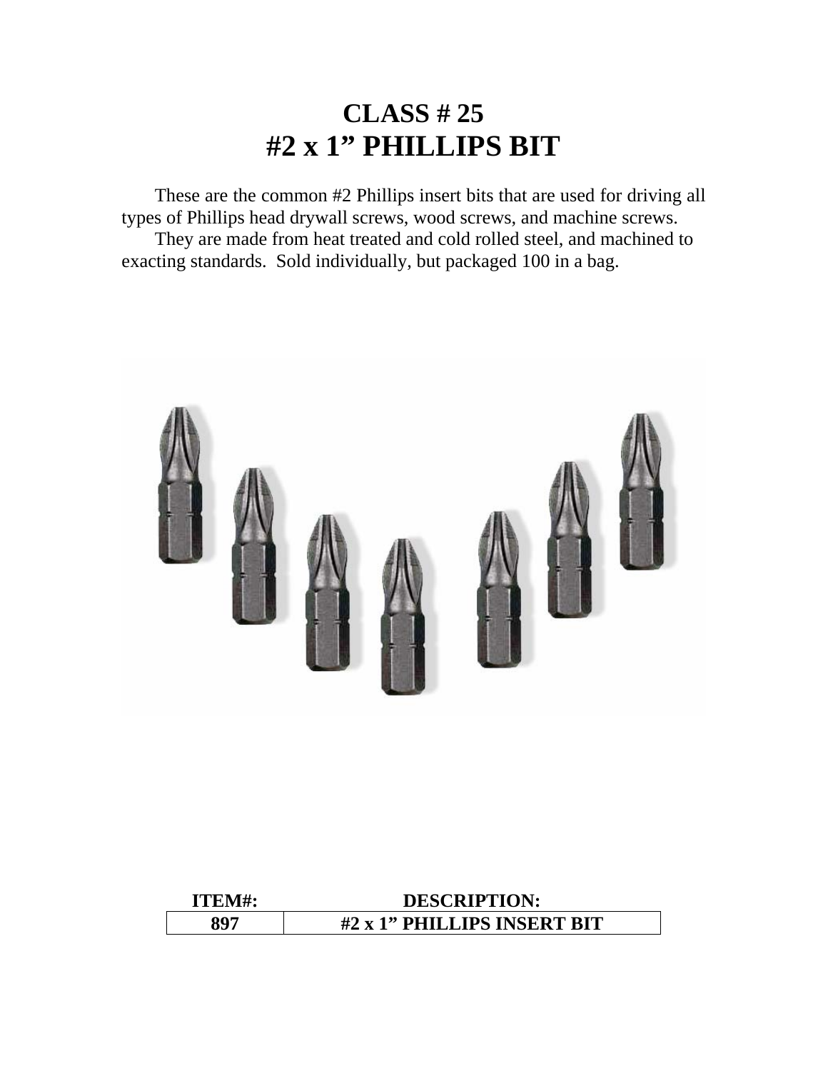# CLASS # 25
# #2 x 1" PHILLIPS BIT

These are the common #2 Phillips insert bits that are used for driving all types of Phillips head drywall screws, wood screws, and machine screws.

They are made from heat treated and cold rolled steel, and machined to exacting standards. Sold individually, but packaged 100 in a bag.

| ITEM#: | DESCRIPTION: |
|---|---|
| 897 | #2 x 1" PHILLIPS INSERT BIT |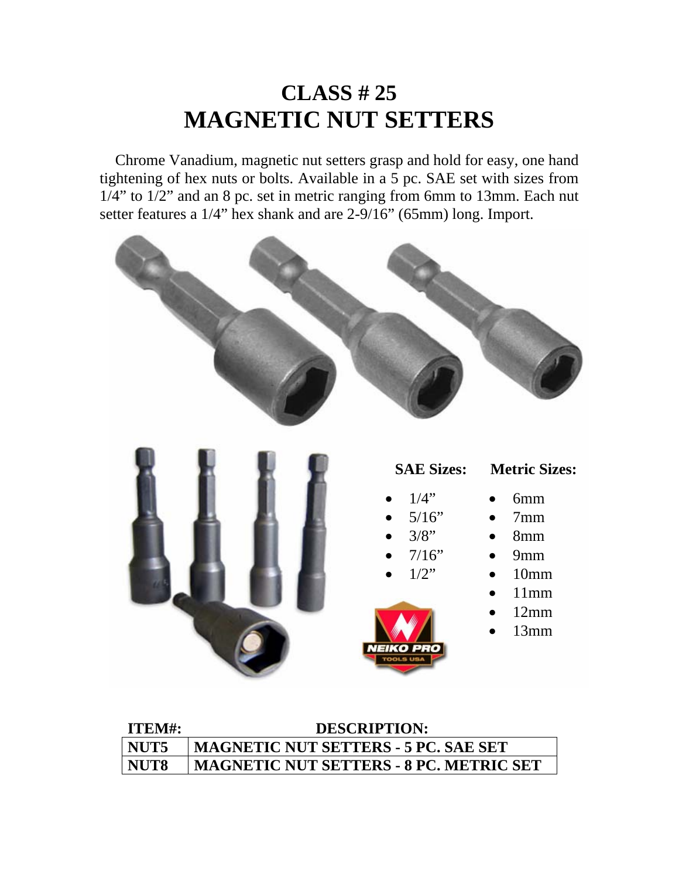# CLASS # 25
# MAGNETIC NUT SETTERS

Chrome Vanadium, magnetic nut setters grasp and hold for easy, one hand tightening of hex nuts or bolts. Available in a 5 pc. SAE set with sizes from 1/4" to 1/2" and an 8 pc. set in metric ranging from 6mm to 13mm. Each nut setter features a 1/4" hex shank and are 2-9/16" (65mm) long. Import.

**SAE Sizes:**

- 1/4"
- 5/16"
- 3/8"
- 7/16"
- 1/2"

**Metric Sizes:**

- 6mm
- 7mm
- 8mm
- 9mm
- 10mm
- 11mm
- 12mm
- 13mm

NEIKO PRO TOOLS USA

| ITEM#: | DESCRIPTION: |
|---|---|
| NUT5 | MAGNETIC NUT SETTERS - 5 PC. SAE SET |
| NUT8 | MAGNETIC NUT SETTERS - 8 PC. METRIC SET |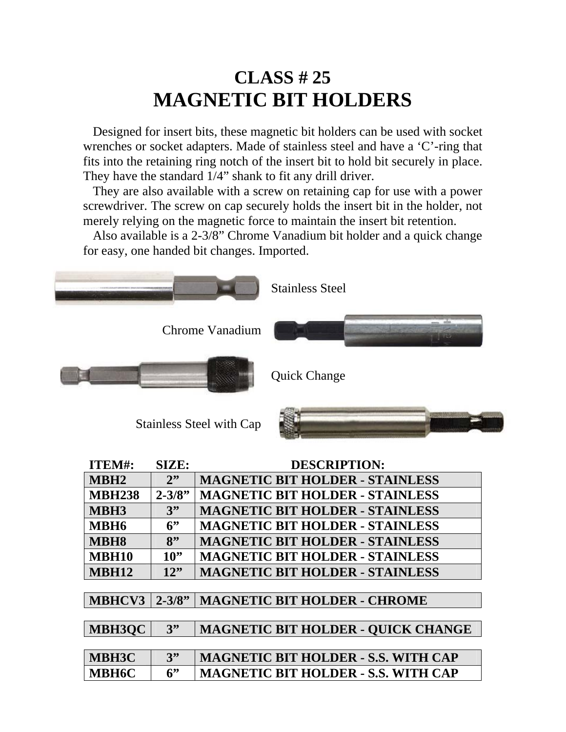# CLASS # 25
# MAGNETIC BIT HOLDERS

Designed for insert bits, these magnetic bit holders can be used with socket wrenches or socket adapters. Made of stainless steel and have a 'C'-ring that fits into the retaining ring notch of the insert bit to hold bit securely in place. They have the standard 1/4" shank to fit any drill driver.

They are also available with a screw on retaining cap for use with a power screwdriver. The screw on cap securely holds the insert bit in the holder, not merely relying on the magnetic force to maintain the insert bit retention.

Also available is a 2-3/8" Chrome Vanadium bit holder and a quick change for easy, one handed bit changes. Imported.

Stainless Steel

Chrome Vanadium

Quick Change

Stainless Steel with Cap

| ITEM#: | SIZE: | DESCRIPTION: |
|---|---|---|
| MBH2 | 2" | MAGNETIC BIT HOLDER - STAINLESS |
| MBH238 | 2-3/8" | MAGNETIC BIT HOLDER - STAINLESS |
| MBH3 | 3" | MAGNETIC BIT HOLDER - STAINLESS |
| MBH6 | 6" | MAGNETIC BIT HOLDER - STAINLESS |
| MBH8 | 8" | MAGNETIC BIT HOLDER - STAINLESS |
| MBH10 | 10" | MAGNETIC BIT HOLDER - STAINLESS |
| MBH12 | 12" | MAGNETIC BIT HOLDER - STAINLESS |
| MBHCV3 | 2-3/8" | MAGNETIC BIT HOLDER - CHROME |
| MBH3QC | 3" | MAGNETIC BIT HOLDER - QUICK CHANGE |
| MBH3C | 3" | MAGNETIC BIT HOLDER - S.S. WITH CAP |
| MBH6C | 6" | MAGNETIC BIT HOLDER - S.S. WITH CAP |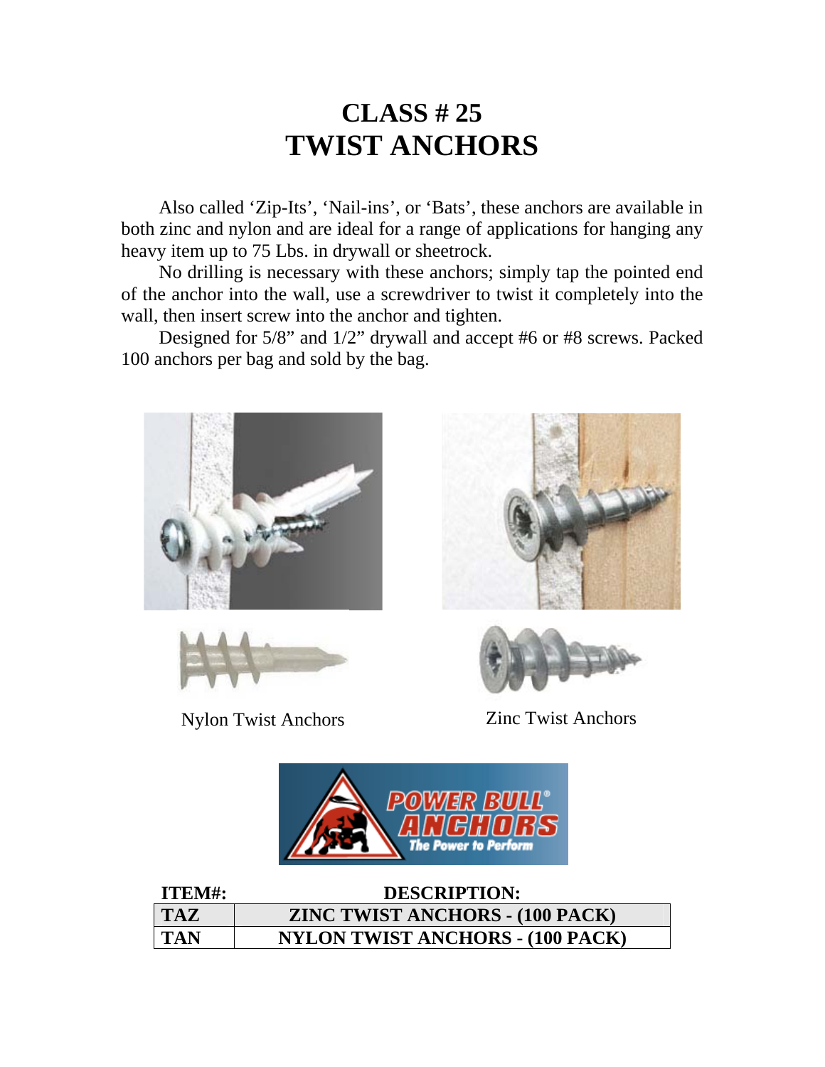# CLASS # 25
# TWIST ANCHORS

Also called 'Zip-Its', 'Nail-ins', or 'Bats', these anchors are available in both zinc and nylon and are ideal for a range of applications for hanging any heavy item up to 75 Lbs. in drywall or sheetrock.

No drilling is necessary with these anchors; simply tap the pointed end of the anchor into the wall, use a screwdriver to twist it completely into the wall, then insert screw into the anchor and tighten.

Designed for 5/8" and 1/2" drywall and accept #6 or #8 screws. Packed 100 anchors per bag and sold by the bag.

Nylon Twist Anchors

Zinc Twist Anchors

| ITEM#: | DESCRIPTION: |
| --- | --- |
| TAZ | ZINC TWIST ANCHORS - (100 PACK) |
| TAN | NYLON TWIST ANCHORS - (100 PACK) |